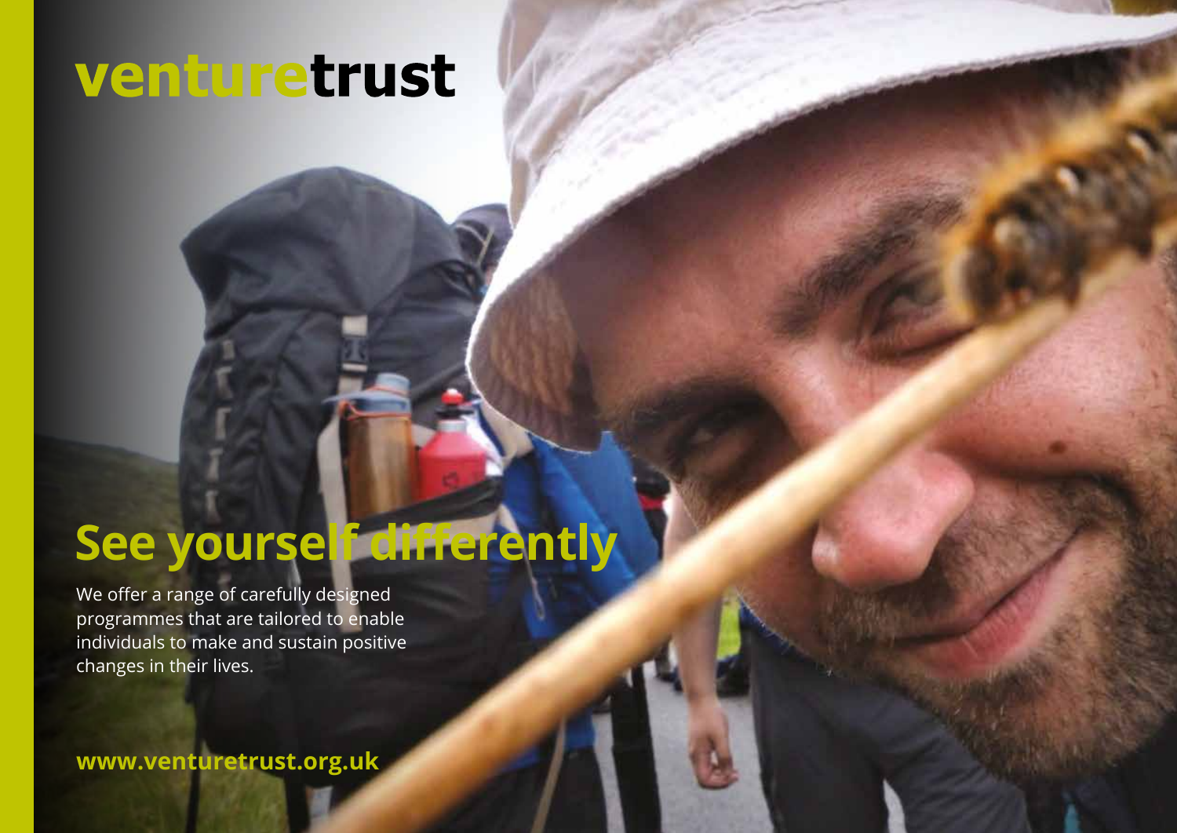# venturetrust

## See yourself differently

We offer a range of carefully designed programmes that are tailored to enable individuals to make and sustain positive changes in their lives.

**www.venturetrust.org.uk**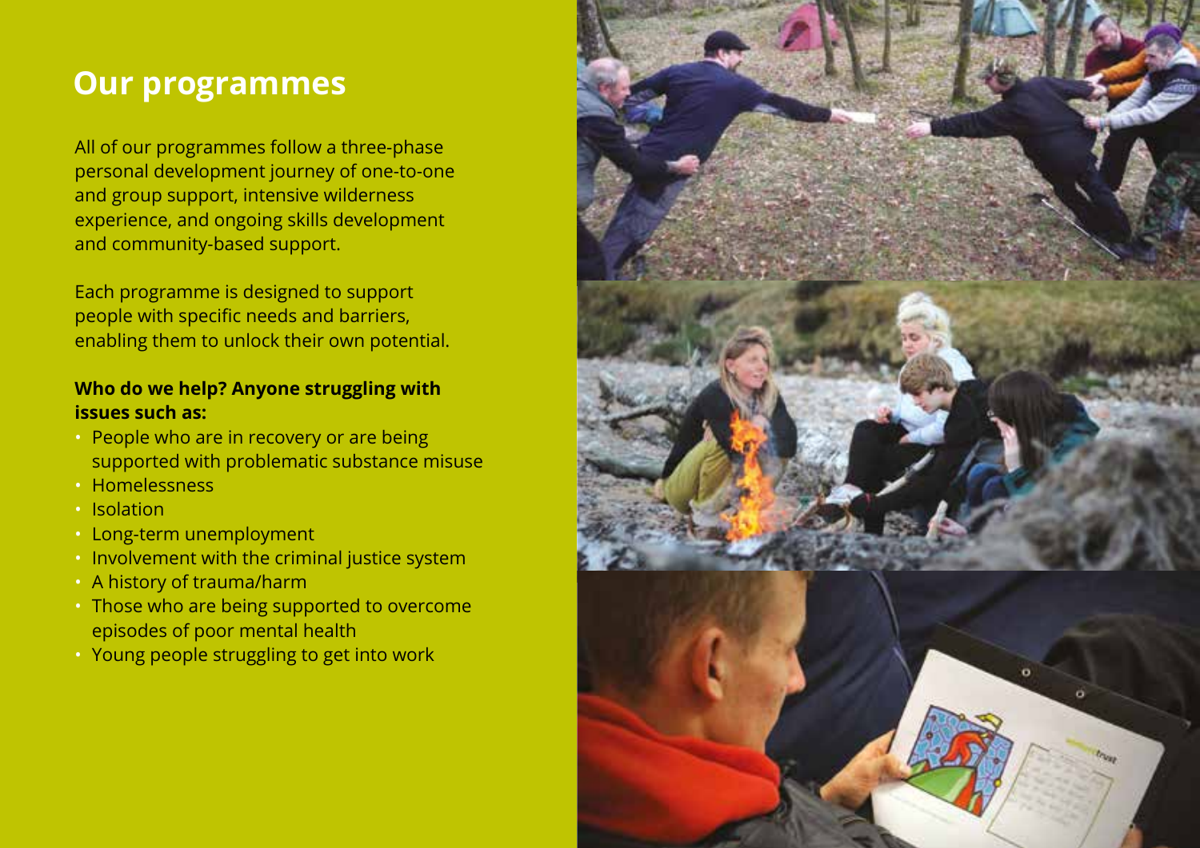## Our programmes

All of our programmes follow a three-phase personal development journey of one-to-one and group support, intensive wilderness experience, and ongoing skills development and community-based support.

Each programme is designed to support people with specific needs and barriers, enabling them to unlock their own potential.

**Who do we help? Anyone struggling with issues such as:**

- People who are in recovery or are being supported with problematic substance misuse
- Homelessness
- Isolation
- Long-term unemployment
- Involvement with the criminal justice system
- A history of trauma/harm
- Those who are being supported to overcome episodes of poor mental health
- Young people struggling to get into work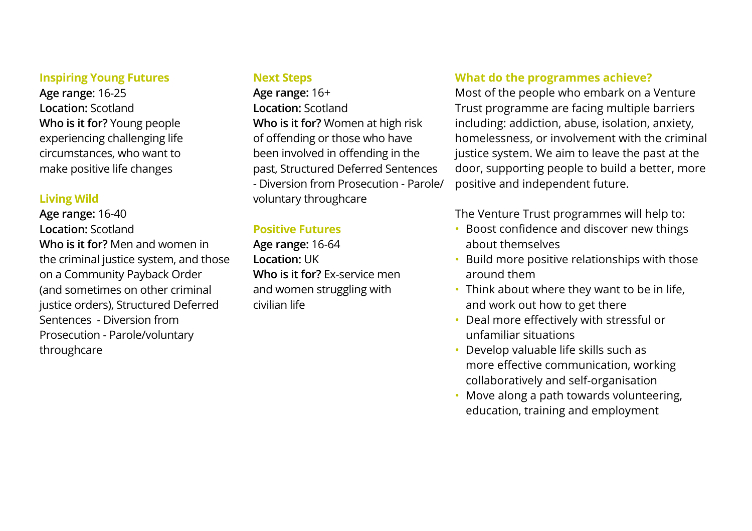### Inspiring Young Futures

**Age range**: 16-25
**Location:** Scotland
**Who is it for?** Young people experiencing challenging life circumstances, who want to make positive life changes

### Living Wild

**Age range:** 16-40
**Location:** Scotland
**Who is it for?** Men and women in the criminal justice system, and those on a Community Payback Order (and sometimes on other criminal justice orders), Structured Deferred Sentences - Diversion from Prosecution - Parole/voluntary throughcare

### Next Steps

**Age range:** 16+
**Location:** Scotland
**Who is it for?** Women at high risk of offending or those who have been involved in offending in the past, Structured Deferred Sentences - Diversion from Prosecution - Parole/voluntary throughcare

### Positive Futures

**Age range:** 16-64
**Location:** UK
**Who is it for?** Ex-service men and women struggling with civilian life

### What do the programmes achieve?

Most of the people who embark on a Venture Trust programme are facing multiple barriers including: addiction, abuse, isolation, anxiety, homelessness, or involvement with the criminal justice system. We aim to leave the past at the door, supporting people to build a better, more positive and independent future.

The Venture Trust programmes will help to:

- Boost confidence and discover new things about themselves
- Build more positive relationships with those around them
- Think about where they want to be in life, and work out how to get there
- Deal more effectively with stressful or unfamiliar situations
- Develop valuable life skills such as more effective communication, working collaboratively and self-organisation
- Move along a path towards volunteering, education, training and employment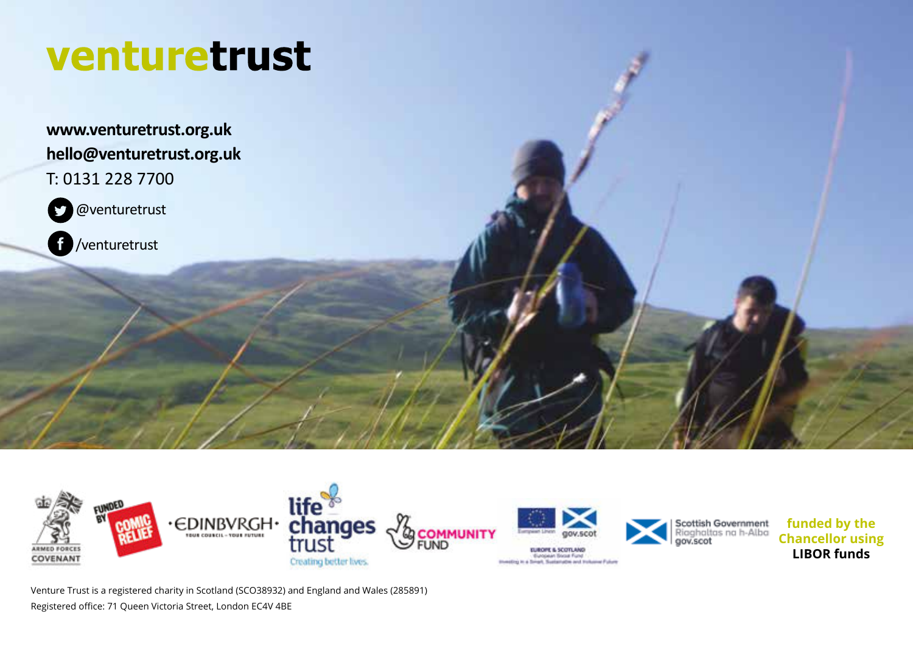# venturetrust

**www.venturetrust.org.uk**
**hello@venturetrust.org.uk**
T: 0131 228 7700

@venturetrust

/venturetrust

**funded by the Chancellor using LIBOR funds**

Venture Trust is a registered charity in Scotland (SCO38932) and England and Wales (285891)
Registered office: 71 Queen Victoria Street, London EC4V 4BE